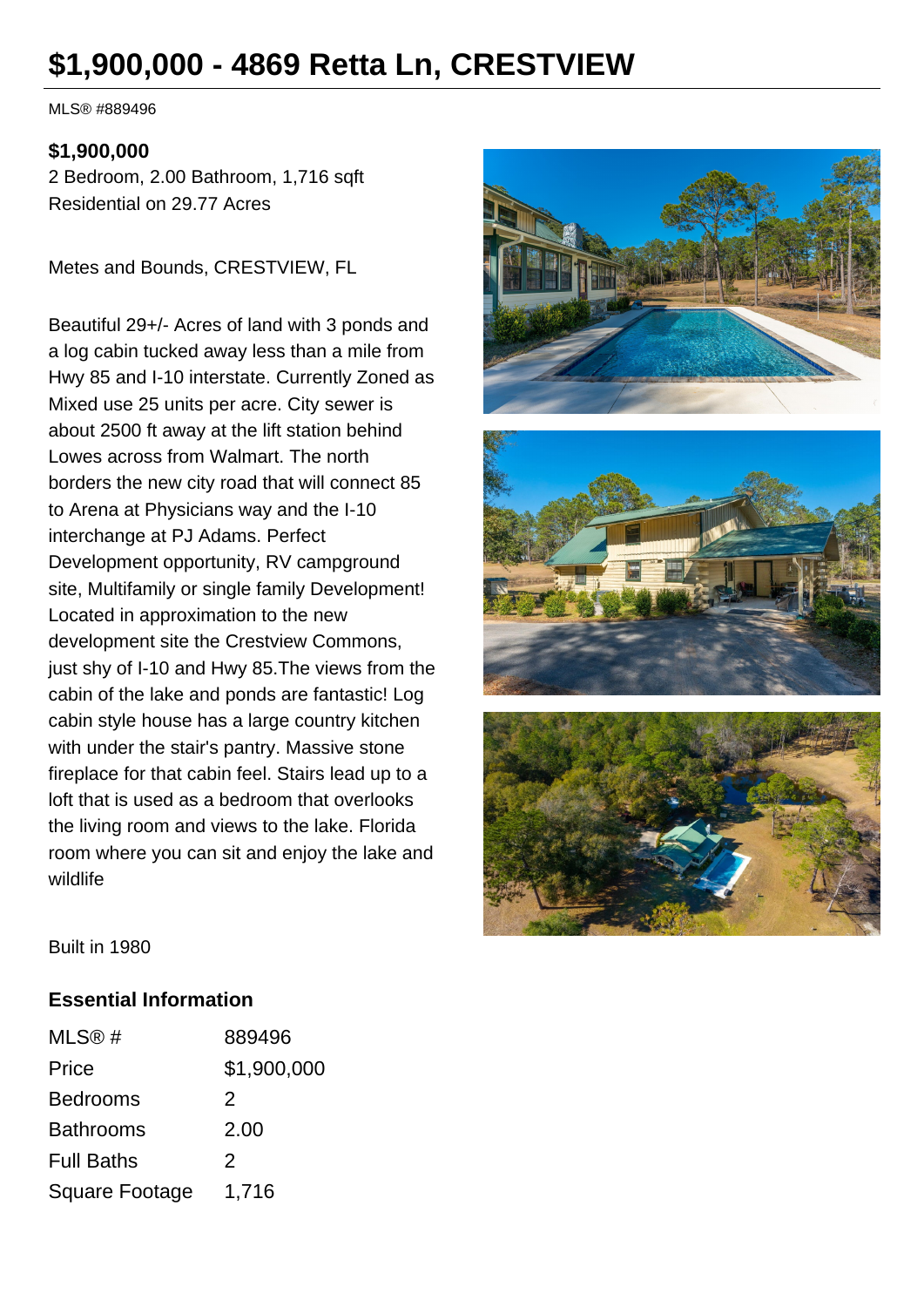# $1,900,000 - 4869 Retta Ln, CRESTVIEW

MLS® #889496

**$1,900,000**
2 Bedroom, 2.00 Bathroom, 1,716 sqft
Residential on 29.77 Acres

Metes and Bounds, CRESTVIEW, FL

Beautiful 29+/- Acres of land with 3 ponds and a log cabin tucked away less than a mile from Hwy 85 and I-10 interstate. Currently Zoned as Mixed use 25 units per acre. City sewer is about 2500 ft away at the lift station behind Lowes across from Walmart. The north borders the new city road that will connect 85 to Arena at Physicians way and the I-10 interchange at PJ Adams. Perfect Development opportunity, RV campground site, Multifamily or single family Development! Located in approximation to the new development site the Crestview Commons, just shy of I-10 and Hwy 85.The views from the cabin of the lake and ponds are fantastic! Log cabin style house has a large country kitchen with under the stair's pantry. Massive stone fireplace for that cabin feel. Stairs lead up to a loft that is used as a bedroom that overlooks the living room and views to the lake. Florida room where you can sit and enjoy the lake and wildlife

Built in 1980

## Essential Information

| | |
|---|---|
| MLS® # | 889496 |
| Price | $1,900,000 |
| Bedrooms | 2 |
| Bathrooms | 2.00 |
| Full Baths | 2 |
| Square Footage | 1,716 |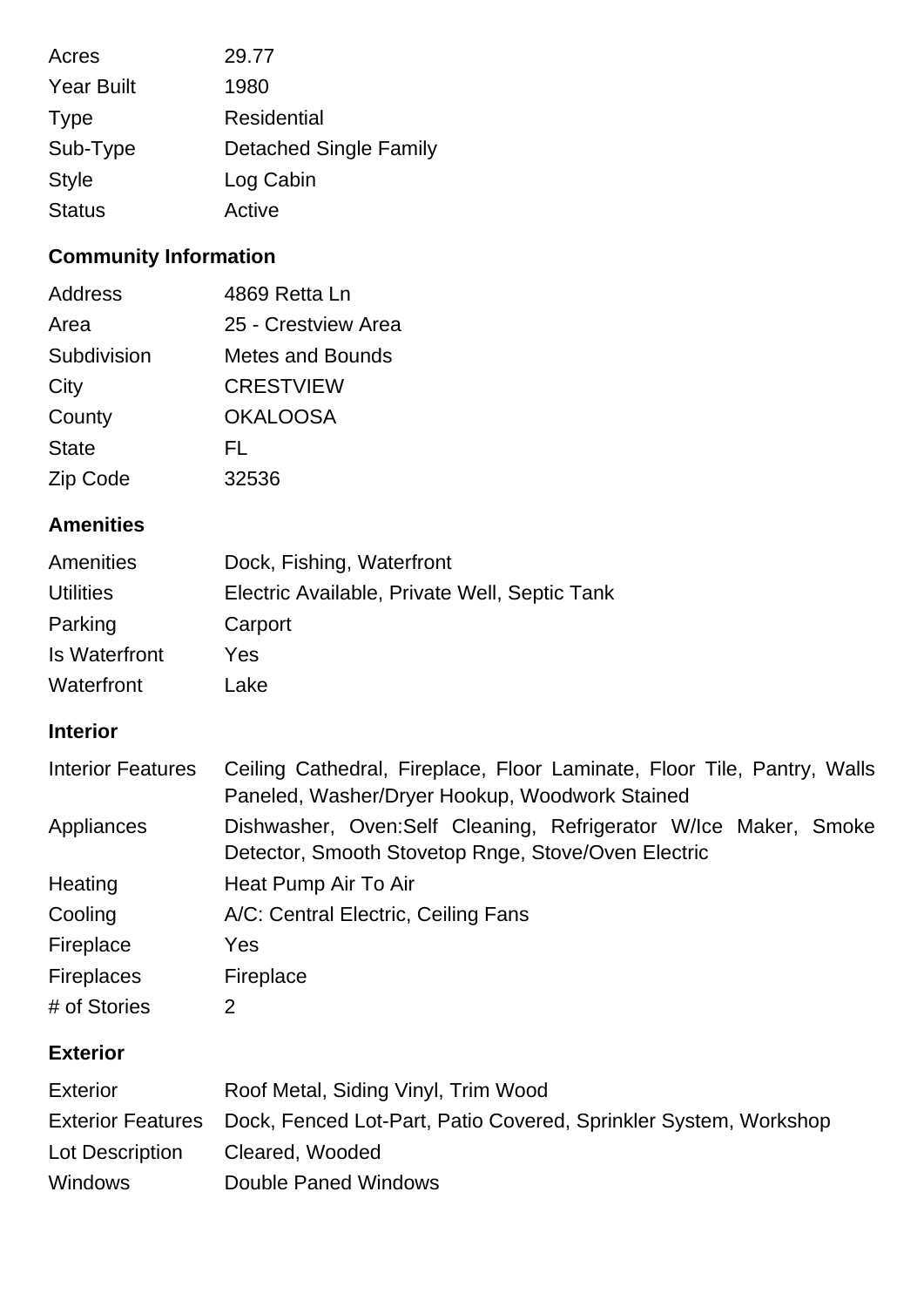| | |
|---|---|
| Acres | 29.77 |
| Year Built | 1980 |
| Type | Residential |
| Sub-Type | Detached Single Family |
| Style | Log Cabin |
| Status | Active |

### Community Information

| | |
|---|---|
| Address | 4869 Retta Ln |
| Area | 25 - Crestview Area |
| Subdivision | Metes and Bounds |
| City | CRESTVIEW |
| County | OKALOOSA |
| State | FL |
| Zip Code | 32536 |

### Amenities

| | |
|---|---|
| Amenities | Dock, Fishing, Waterfront |
| Utilities | Electric Available, Private Well, Septic Tank |
| Parking | Carport |
| Is Waterfront | Yes |
| Waterfront | Lake |

### Interior

| | |
|---|---|
| Interior Features | Ceiling Cathedral, Fireplace, Floor Laminate, Floor Tile, Pantry, Walls Paneled, Washer/Dryer Hookup, Woodwork Stained |
| Appliances | Dishwasher, Oven:Self Cleaning, Refrigerator W/Ice Maker, Smoke Detector, Smooth Stovetop Rnge, Stove/Oven Electric |
| Heating | Heat Pump Air To Air |
| Cooling | A/C: Central Electric, Ceiling Fans |
| Fireplace | Yes |
| Fireplaces | Fireplace |
| # of Stories | 2 |

### Exterior

| | |
|---|---|
| Exterior | Roof Metal, Siding Vinyl, Trim Wood |
| Exterior Features | Dock, Fenced Lot-Part, Patio Covered, Sprinkler System, Workshop |
| Lot Description | Cleared, Wooded |
| Windows | Double Paned Windows |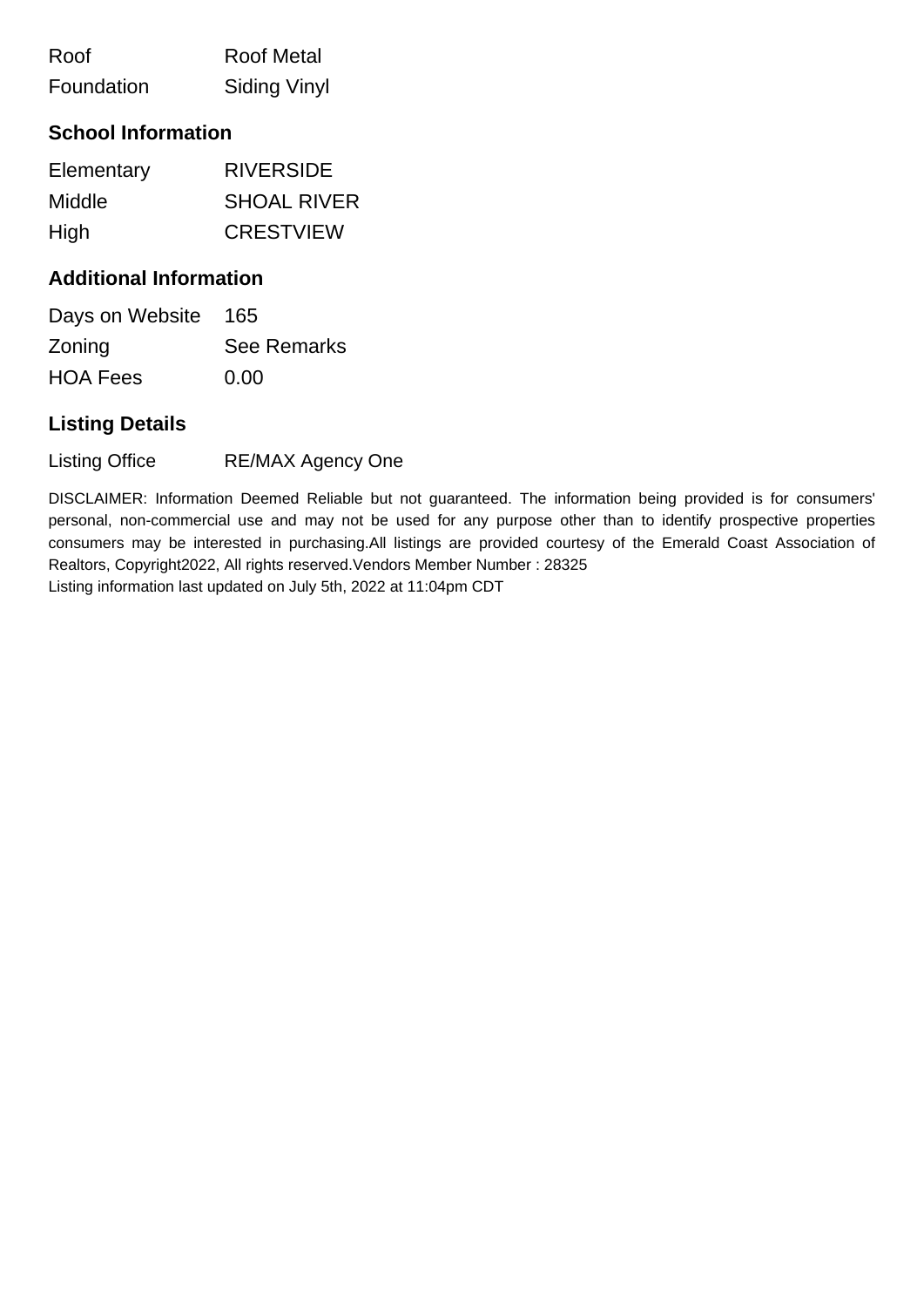| | |
|---|---|
| Roof | Roof Metal |
| Foundation | Siding Vinyl |

### School Information

| | |
|---|---|
| Elementary | RIVERSIDE |
| Middle | SHOAL RIVER |
| High | CRESTVIEW |

### Additional Information

| | |
|---|---|
| Days on Website | 165 |
| Zoning | See Remarks |
| HOA Fees | 0.00 |

### Listing Details

| | |
|---|---|
| Listing Office | RE/MAX Agency One |

DISCLAIMER: Information Deemed Reliable but not guaranteed. The information being provided is for consumers' personal, non-commercial use and may not be used for any purpose other than to identify prospective properties consumers may be interested in purchasing.All listings are provided courtesy of the Emerald Coast Association of Realtors, Copyright2022, All rights reserved.Vendors Member Number : 28325
Listing information last updated on July 5th, 2022 at 11:04pm CDT